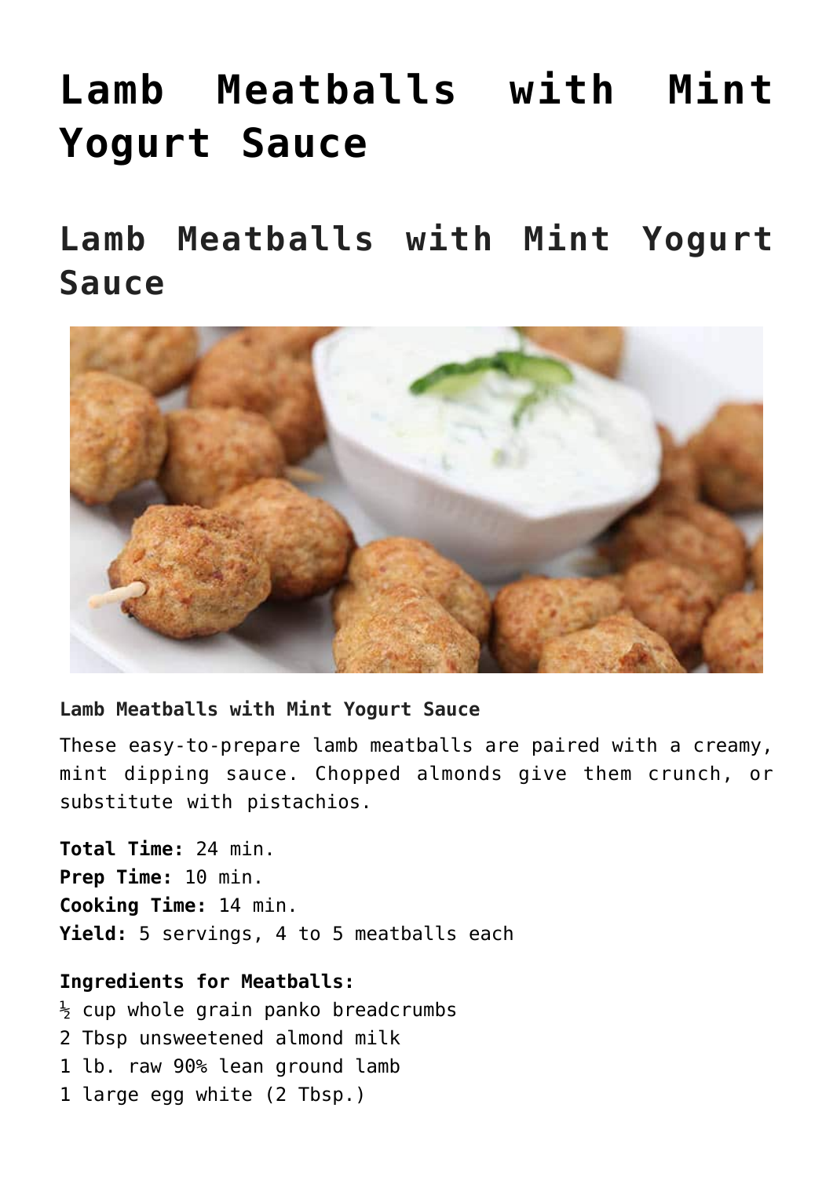# Lamb Meatballs with Mint Yogurt Sauce

## Lamb Meatballs with Mint Yogurt Sauce

**Lamb Meatballs with Mint Yogurt Sauce**

These easy-to-prepare lamb meatballs are paired with a creamy, mint dipping sauce. Chopped almonds give them crunch, or substitute with pistachios.

**Total Time:** 24 min.
**Prep Time:** 10 min.
**Cooking Time:** 14 min.
**Yield:** 5 servings, 4 to 5 meatballs each

**Ingredients for Meatballs:**
½ cup whole grain panko breadcrumbs
2 Tbsp unsweetened almond milk
1 lb. raw 90% lean ground lamb
1 large egg white (2 Tbsp.)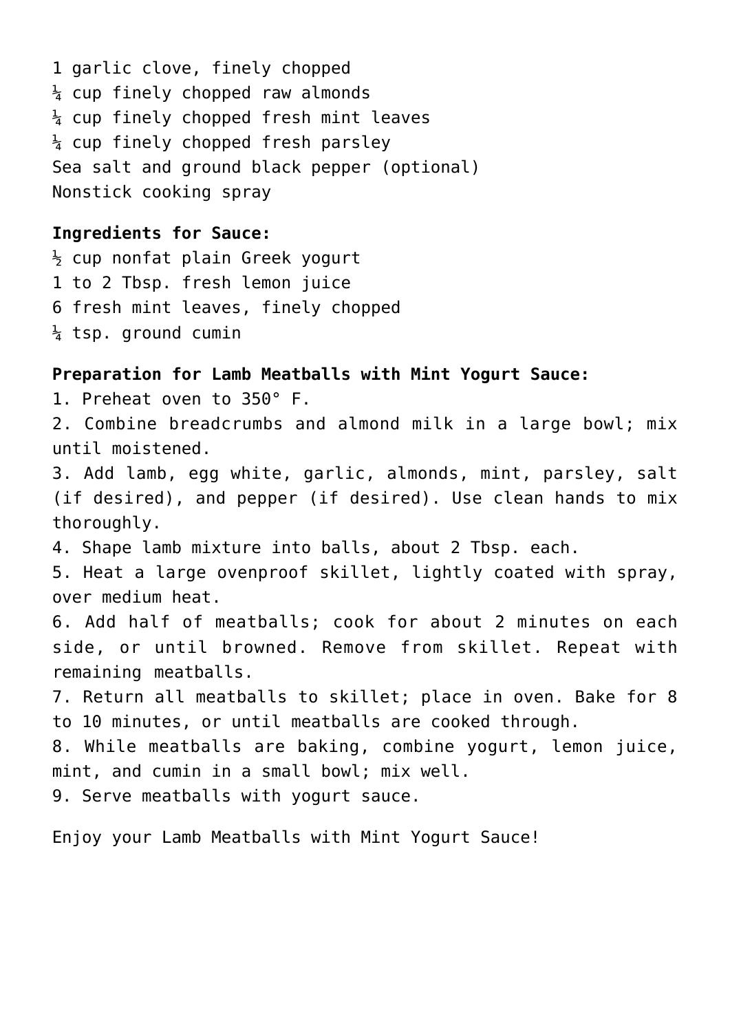1 garlic clove, finely chopped
¼ cup finely chopped raw almonds
¼ cup finely chopped fresh mint leaves
¼ cup finely chopped fresh parsley
Sea salt and ground black pepper (optional)
Nonstick cooking spray

**Ingredients for Sauce:**
½ cup nonfat plain Greek yogurt
1 to 2 Tbsp. fresh lemon juice
6 fresh mint leaves, finely chopped
¼ tsp. ground cumin

**Preparation for Lamb Meatballs with Mint Yogurt Sauce:**
1. Preheat oven to 350° F.
2. Combine breadcrumbs and almond milk in a large bowl; mix until moistened.
3. Add lamb, egg white, garlic, almonds, mint, parsley, salt (if desired), and pepper (if desired). Use clean hands to mix thoroughly.
4. Shape lamb mixture into balls, about 2 Tbsp. each.
5. Heat a large ovenproof skillet, lightly coated with spray, over medium heat.
6. Add half of meatballs; cook for about 2 minutes on each side, or until browned. Remove from skillet. Repeat with remaining meatballs.
7. Return all meatballs to skillet; place in oven. Bake for 8 to 10 minutes, or until meatballs are cooked through.
8. While meatballs are baking, combine yogurt, lemon juice, mint, and cumin in a small bowl; mix well.
9. Serve meatballs with yogurt sauce.

Enjoy your Lamb Meatballs with Mint Yogurt Sauce!